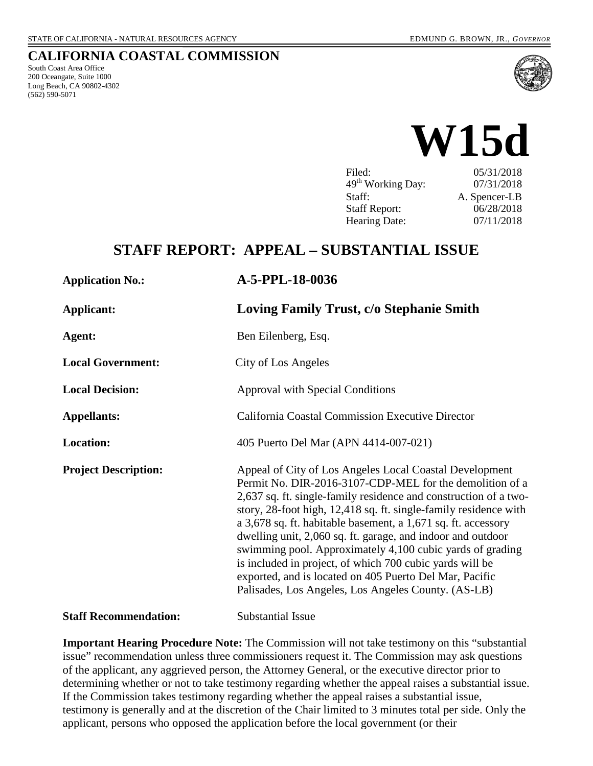STATE OF CALIFORNIA - NATURAL RESOURCES AGENCY — EDMUND G. BROWN, JR., *GOVERNOR*

## CALIFORNIA COASTAL COMMISSION

South Coast Area Office
200 Oceangate, Suite 1000
Long Beach, CA 90802-4302
(562) 590-5071

# W15d

| | |
|---|---|
| Filed: | 05/31/2018 |
| 49th Working Day: | 07/31/2018 |
| Staff: | A. Spencer-LB |
| Staff Report: | 06/28/2018 |
| Hearing Date: | 07/11/2018 |

## STAFF REPORT: APPEAL – SUBSTANTIAL ISSUE

| | |
|---|---|
| **Application No.:** | **A-5-PPL-18-0036** |
| **Applicant:** | **Loving Family Trust, c/o Stephanie Smith** |
| **Agent:** | Ben Eilenberg, Esq. |
| **Local Government:** | City of Los Angeles |
| **Local Decision:** | Approval with Special Conditions |
| **Appellants:** | California Coastal Commission Executive Director |
| **Location:** | 405 Puerto Del Mar (APN 4414-007-021) |
| **Project Description:** | Appeal of City of Los Angeles Local Coastal Development Permit No. DIR-2016-3107-CDP-MEL for the demolition of a 2,637 sq. ft. single-family residence and construction of a two-story, 28-foot high, 12,418 sq. ft. single-family residence with a 3,678 sq. ft. habitable basement, a 1,671 sq. ft. accessory dwelling unit, 2,060 sq. ft. garage, and indoor and outdoor swimming pool. Approximately 4,100 cubic yards of grading is included in project, of which 700 cubic yards will be exported, and is located on 405 Puerto Del Mar, Pacific Palisades, Los Angeles, Los Angeles County. (AS-LB) |
| **Staff Recommendation:** | Substantial Issue |

**Important Hearing Procedure Note:** The Commission will not take testimony on this "substantial issue" recommendation unless three commissioners request it. The Commission may ask questions of the applicant, any aggrieved person, the Attorney General, or the executive director prior to determining whether or not to take testimony regarding whether the appeal raises a substantial issue. If the Commission takes testimony regarding whether the appeal raises a substantial issue, testimony is generally and at the discretion of the Chair limited to 3 minutes total per side. Only the applicant, persons who opposed the application before the local government (or their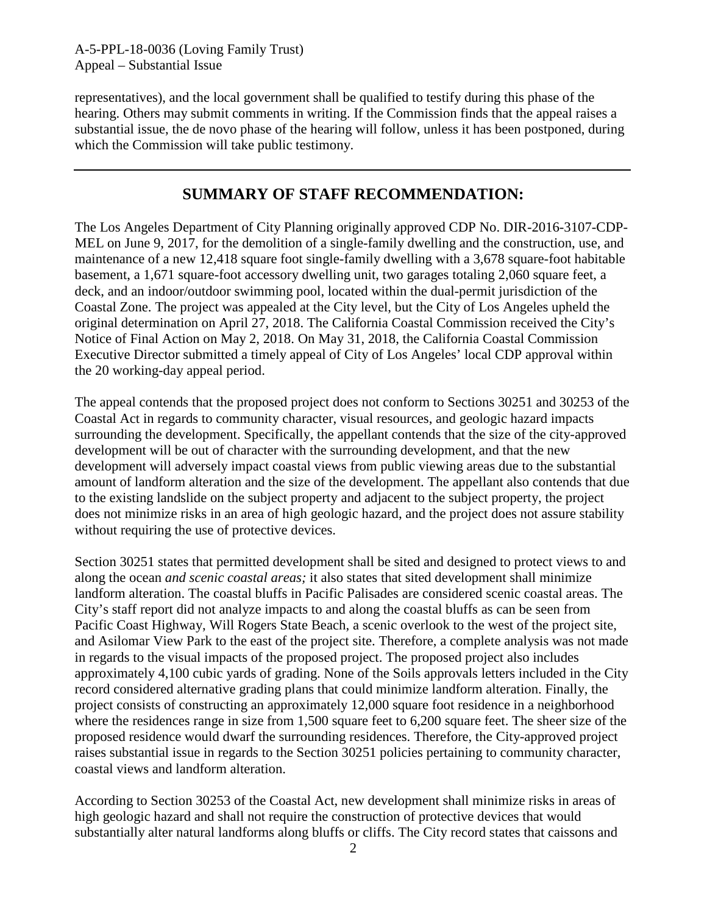representatives), and the local government shall be qualified to testify during this phase of the hearing. Others may submit comments in writing. If the Commission finds that the appeal raises a substantial issue, the de novo phase of the hearing will follow, unless it has been postponed, during which the Commission will take public testimony.

---

## SUMMARY OF STAFF RECOMMENDATION:

The Los Angeles Department of City Planning originally approved CDP No. DIR-2016-3107-CDP-MEL on June 9, 2017, for the demolition of a single-family dwelling and the construction, use, and maintenance of a new 12,418 square foot single-family dwelling with a 3,678 square-foot habitable basement, a 1,671 square-foot accessory dwelling unit, two garages totaling 2,060 square feet, a deck, and an indoor/outdoor swimming pool, located within the dual-permit jurisdiction of the Coastal Zone. The project was appealed at the City level, but the City of Los Angeles upheld the original determination on April 27, 2018. The California Coastal Commission received the City's Notice of Final Action on May 2, 2018. On May 31, 2018, the California Coastal Commission Executive Director submitted a timely appeal of City of Los Angeles' local CDP approval within the 20 working-day appeal period.

The appeal contends that the proposed project does not conform to Sections 30251 and 30253 of the Coastal Act in regards to community character, visual resources, and geologic hazard impacts surrounding the development. Specifically, the appellant contends that the size of the city-approved development will be out of character with the surrounding development, and that the new development will adversely impact coastal views from public viewing areas due to the substantial amount of landform alteration and the size of the development. The appellant also contends that due to the existing landslide on the subject property and adjacent to the subject property, the project does not minimize risks in an area of high geologic hazard, and the project does not assure stability without requiring the use of protective devices.

Section 30251 states that permitted development shall be sited and designed to protect views to and along the ocean *and scenic coastal areas;* it also states that sited development shall minimize landform alteration. The coastal bluffs in Pacific Palisades are considered scenic coastal areas. The City's staff report did not analyze impacts to and along the coastal bluffs as can be seen from Pacific Coast Highway, Will Rogers State Beach, a scenic overlook to the west of the project site, and Asilomar View Park to the east of the project site. Therefore, a complete analysis was not made in regards to the visual impacts of the proposed project. The proposed project also includes approximately 4,100 cubic yards of grading. None of the Soils approvals letters included in the City record considered alternative grading plans that could minimize landform alteration. Finally, the project consists of constructing an approximately 12,000 square foot residence in a neighborhood where the residences range in size from 1,500 square feet to 6,200 square feet. The sheer size of the proposed residence would dwarf the surrounding residences. Therefore, the City-approved project raises substantial issue in regards to the Section 30251 policies pertaining to community character, coastal views and landform alteration.

According to Section 30253 of the Coastal Act, new development shall minimize risks in areas of high geologic hazard and shall not require the construction of protective devices that would substantially alter natural landforms along bluffs or cliffs. The City record states that caissons and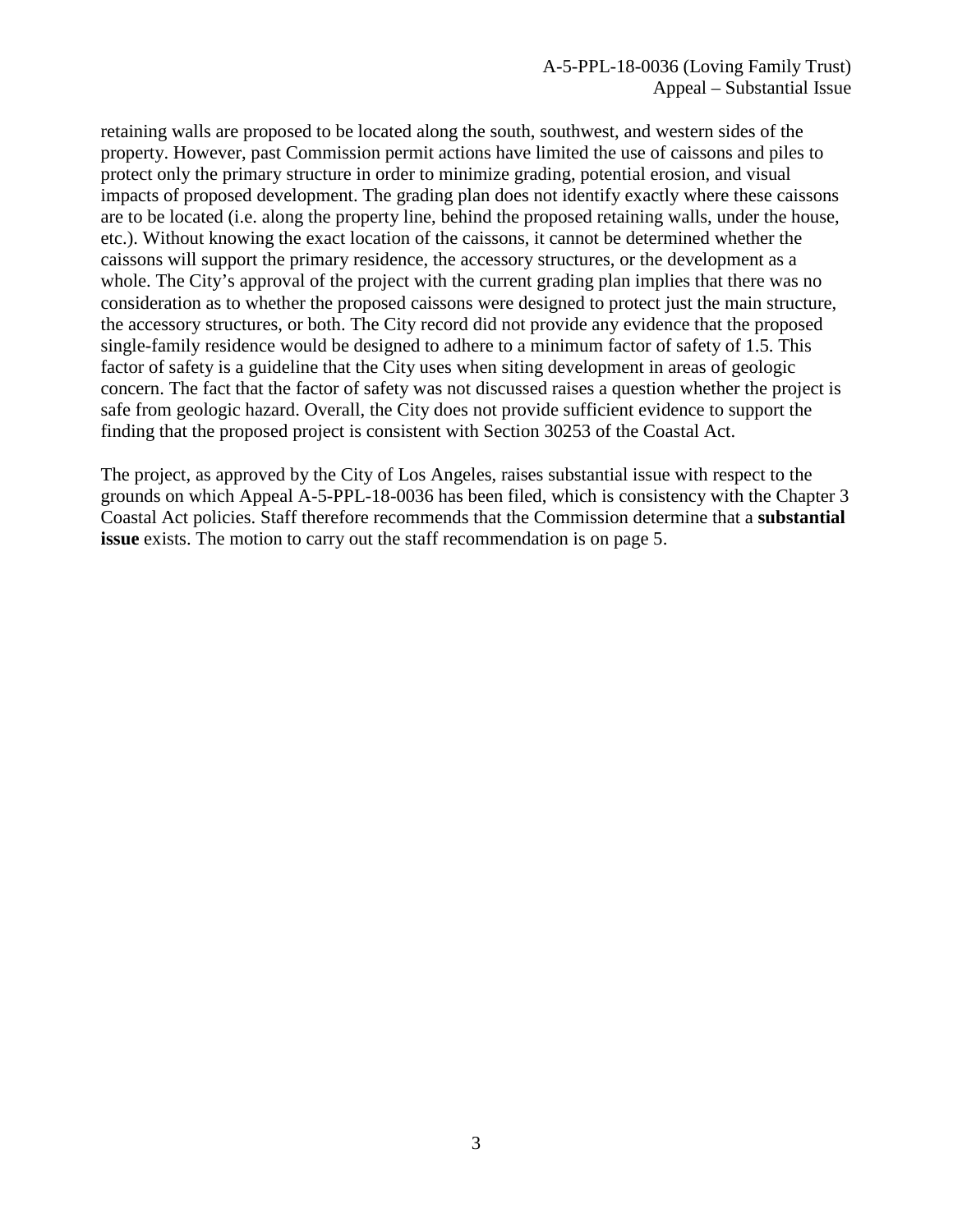retaining walls are proposed to be located along the south, southwest, and western sides of the property. However, past Commission permit actions have limited the use of caissons and piles to protect only the primary structure in order to minimize grading, potential erosion, and visual impacts of proposed development. The grading plan does not identify exactly where these caissons are to be located (i.e. along the property line, behind the proposed retaining walls, under the house, etc.). Without knowing the exact location of the caissons, it cannot be determined whether the caissons will support the primary residence, the accessory structures, or the development as a whole. The City's approval of the project with the current grading plan implies that there was no consideration as to whether the proposed caissons were designed to protect just the main structure, the accessory structures, or both. The City record did not provide any evidence that the proposed single-family residence would be designed to adhere to a minimum factor of safety of 1.5. This factor of safety is a guideline that the City uses when siting development in areas of geologic concern. The fact that the factor of safety was not discussed raises a question whether the project is safe from geologic hazard. Overall, the City does not provide sufficient evidence to support the finding that the proposed project is consistent with Section 30253 of the Coastal Act.

The project, as approved by the City of Los Angeles, raises substantial issue with respect to the grounds on which Appeal A-5-PPL-18-0036 has been filed, which is consistency with the Chapter 3 Coastal Act policies. Staff therefore recommends that the Commission determine that a **substantial issue** exists. The motion to carry out the staff recommendation is on page 5.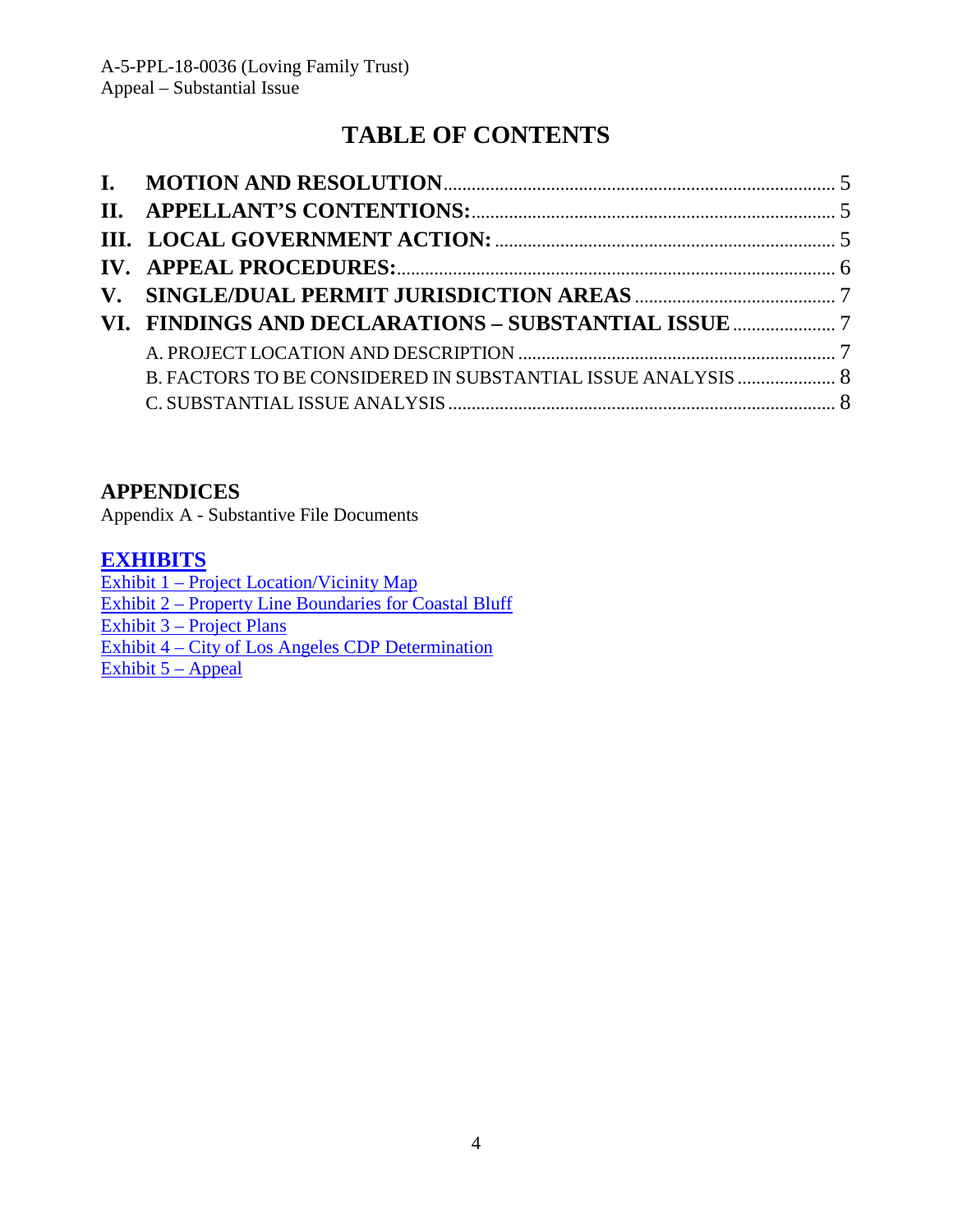# TABLE OF CONTENTS

| | | |
|---|---|---|
| **I.** | **MOTION AND RESOLUTION** | 5 |
| **II.** | **APPELLANT'S CONTENTIONS:** | 5 |
| **III.** | **LOCAL GOVERNMENT ACTION:** | 5 |
| **IV.** | **APPEAL PROCEDURES:** | 6 |
| **V.** | **SINGLE/DUAL PERMIT JURISDICTION AREAS** | 7 |
| **VI.** | **FINDINGS AND DECLARATIONS – SUBSTANTIAL ISSUE** | 7 |
| | A. PROJECT LOCATION AND DESCRIPTION | 7 |
| | B. FACTORS TO BE CONSIDERED IN SUBSTANTIAL ISSUE ANALYSIS | 8 |
| | C. SUBSTANTIAL ISSUE ANALYSIS | 8 |

## APPENDICES

Appendix A - Substantive File Documents

## EXHIBITS

Exhibit 1 – Project Location/Vicinity Map
Exhibit 2 – Property Line Boundaries for Coastal Bluff
Exhibit 3 – Project Plans
Exhibit 4 – City of Los Angeles CDP Determination
Exhibit 5 – Appeal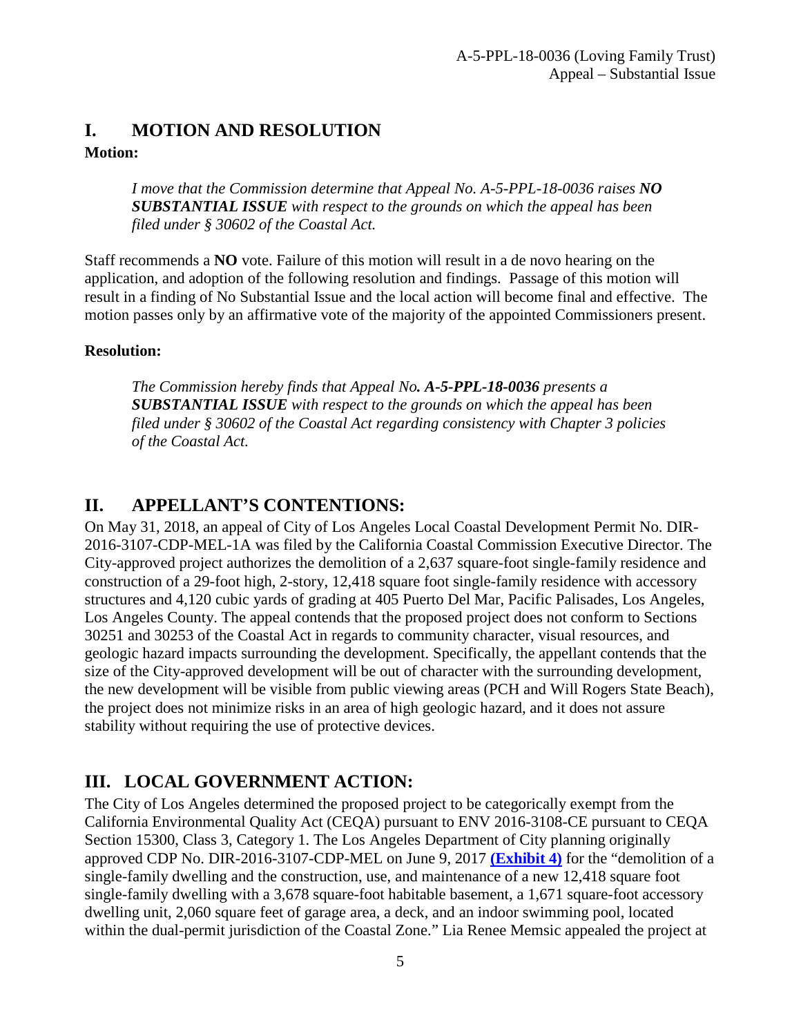## I. MOTION AND RESOLUTION

**Motion:**

> *I move that the Commission determine that Appeal No. A-5-PPL-18-0036 raises **NO SUBSTANTIAL ISSUE** with respect to the grounds on which the appeal has been filed under § 30602 of the Coastal Act.*

Staff recommends a **NO** vote. Failure of this motion will result in a de novo hearing on the application, and adoption of the following resolution and findings. Passage of this motion will result in a finding of No Substantial Issue and the local action will become final and effective. The motion passes only by an affirmative vote of the majority of the appointed Commissioners present.

**Resolution:**

> *The Commission hereby finds that Appeal No**. A-5-PPL-18-0036** presents a **SUBSTANTIAL ISSUE** with respect to the grounds on which the appeal has been filed under § 30602 of the Coastal Act regarding consistency with Chapter 3 policies of the Coastal Act.*

## II. APPELLANT'S CONTENTIONS:

On May 31, 2018, an appeal of City of Los Angeles Local Coastal Development Permit No. DIR-2016-3107-CDP-MEL-1A was filed by the California Coastal Commission Executive Director. The City-approved project authorizes the demolition of a 2,637 square-foot single-family residence and construction of a 29-foot high, 2-story, 12,418 square foot single-family residence with accessory structures and 4,120 cubic yards of grading at 405 Puerto Del Mar, Pacific Palisades, Los Angeles, Los Angeles County. The appeal contends that the proposed project does not conform to Sections 30251 and 30253 of the Coastal Act in regards to community character, visual resources, and geologic hazard impacts surrounding the development. Specifically, the appellant contends that the size of the City-approved development will be out of character with the surrounding development, the new development will be visible from public viewing areas (PCH and Will Rogers State Beach), the project does not minimize risks in an area of high geologic hazard, and it does not assure stability without requiring the use of protective devices.

## III. LOCAL GOVERNMENT ACTION:

The City of Los Angeles determined the proposed project to be categorically exempt from the California Environmental Quality Act (CEQA) pursuant to ENV 2016-3108-CE pursuant to CEQA Section 15300, Class 3, Category 1. The Los Angeles Department of City planning originally approved CDP No. DIR-2016-3107-CDP-MEL on June 9, 2017 **(Exhibit 4)** for the "demolition of a single-family dwelling and the construction, use, and maintenance of a new 12,418 square foot single-family dwelling with a 3,678 square-foot habitable basement, a 1,671 square-foot accessory dwelling unit, 2,060 square feet of garage area, a deck, and an indoor swimming pool, located within the dual-permit jurisdiction of the Coastal Zone." Lia Renee Memsic appealed the project at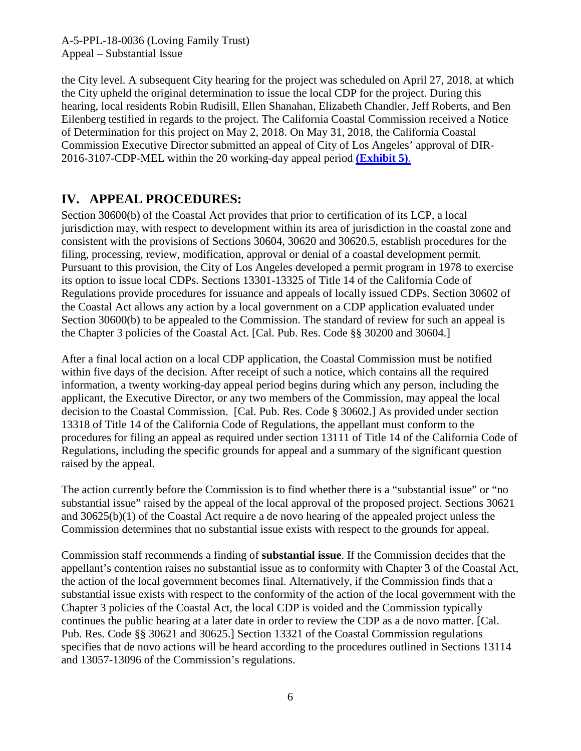the City level. A subsequent City hearing for the project was scheduled on April 27, 2018, at which the City upheld the original determination to issue the local CDP for the project. During this hearing, local residents Robin Rudisill, Ellen Shanahan, Elizabeth Chandler, Jeff Roberts, and Ben Eilenberg testified in regards to the project. The California Coastal Commission received a Notice of Determination for this project on May 2, 2018. On May 31, 2018, the California Coastal Commission Executive Director submitted an appeal of City of Los Angeles' approval of DIR-2016-3107-CDP-MEL within the 20 working-day appeal period **(Exhibit 5)**.

## IV. APPEAL PROCEDURES:

Section 30600(b) of the Coastal Act provides that prior to certification of its LCP, a local jurisdiction may, with respect to development within its area of jurisdiction in the coastal zone and consistent with the provisions of Sections 30604, 30620 and 30620.5, establish procedures for the filing, processing, review, modification, approval or denial of a coastal development permit. Pursuant to this provision, the City of Los Angeles developed a permit program in 1978 to exercise its option to issue local CDPs. Sections 13301-13325 of Title 14 of the California Code of Regulations provide procedures for issuance and appeals of locally issued CDPs. Section 30602 of the Coastal Act allows any action by a local government on a CDP application evaluated under Section 30600(b) to be appealed to the Commission. The standard of review for such an appeal is the Chapter 3 policies of the Coastal Act. [Cal. Pub. Res. Code §§ 30200 and 30604.]

After a final local action on a local CDP application, the Coastal Commission must be notified within five days of the decision. After receipt of such a notice, which contains all the required information, a twenty working-day appeal period begins during which any person, including the applicant, the Executive Director, or any two members of the Commission, may appeal the local decision to the Coastal Commission. [Cal. Pub. Res. Code § 30602.] As provided under section 13318 of Title 14 of the California Code of Regulations, the appellant must conform to the procedures for filing an appeal as required under section 13111 of Title 14 of the California Code of Regulations, including the specific grounds for appeal and a summary of the significant question raised by the appeal.

The action currently before the Commission is to find whether there is a "substantial issue" or "no substantial issue" raised by the appeal of the local approval of the proposed project. Sections 30621 and 30625(b)(1) of the Coastal Act require a de novo hearing of the appealed project unless the Commission determines that no substantial issue exists with respect to the grounds for appeal.

Commission staff recommends a finding of **substantial issue**. If the Commission decides that the appellant's contention raises no substantial issue as to conformity with Chapter 3 of the Coastal Act, the action of the local government becomes final. Alternatively, if the Commission finds that a substantial issue exists with respect to the conformity of the action of the local government with the Chapter 3 policies of the Coastal Act, the local CDP is voided and the Commission typically continues the public hearing at a later date in order to review the CDP as a de novo matter. [Cal. Pub. Res. Code §§ 30621 and 30625.] Section 13321 of the Coastal Commission regulations specifies that de novo actions will be heard according to the procedures outlined in Sections 13114 and 13057-13096 of the Commission's regulations.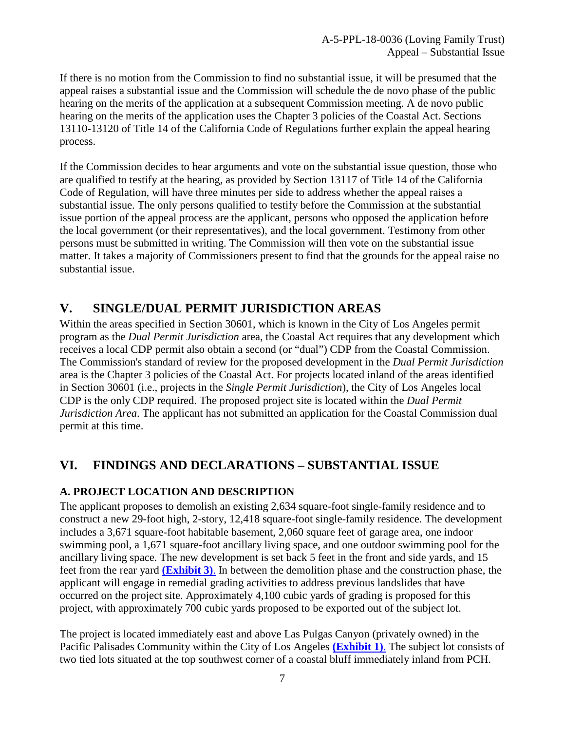If there is no motion from the Commission to find no substantial issue, it will be presumed that the appeal raises a substantial issue and the Commission will schedule the de novo phase of the public hearing on the merits of the application at a subsequent Commission meeting. A de novo public hearing on the merits of the application uses the Chapter 3 policies of the Coastal Act. Sections 13110-13120 of Title 14 of the California Code of Regulations further explain the appeal hearing process.

If the Commission decides to hear arguments and vote on the substantial issue question, those who are qualified to testify at the hearing, as provided by Section 13117 of Title 14 of the California Code of Regulation, will have three minutes per side to address whether the appeal raises a substantial issue. The only persons qualified to testify before the Commission at the substantial issue portion of the appeal process are the applicant, persons who opposed the application before the local government (or their representatives), and the local government. Testimony from other persons must be submitted in writing. The Commission will then vote on the substantial issue matter. It takes a majority of Commissioners present to find that the grounds for the appeal raise no substantial issue.

## V. SINGLE/DUAL PERMIT JURISDICTION AREAS

Within the areas specified in Section 30601, which is known in the City of Los Angeles permit program as the *Dual Permit Jurisdiction* area, the Coastal Act requires that any development which receives a local CDP permit also obtain a second (or "dual") CDP from the Coastal Commission. The Commission's standard of review for the proposed development in the *Dual Permit Jurisdiction* area is the Chapter 3 policies of the Coastal Act. For projects located inland of the areas identified in Section 30601 (i.e., projects in the *Single Permit Jurisdiction*), the City of Los Angeles local CDP is the only CDP required. The proposed project site is located within the *Dual Permit Jurisdiction Area*. The applicant has not submitted an application for the Coastal Commission dual permit at this time.

## VI. FINDINGS AND DECLARATIONS – SUBSTANTIAL ISSUE

### A. PROJECT LOCATION AND DESCRIPTION

The applicant proposes to demolish an existing 2,634 square-foot single-family residence and to construct a new 29-foot high, 2-story, 12,418 square-foot single-family residence. The development includes a 3,671 square-foot habitable basement, 2,060 square feet of garage area, one indoor swimming pool, a 1,671 square-foot ancillary living space, and one outdoor swimming pool for the ancillary living space. The new development is set back 5 feet in the front and side yards, and 15 feet from the rear yard **(Exhibit 3)**. In between the demolition phase and the construction phase, the applicant will engage in remedial grading activities to address previous landslides that have occurred on the project site. Approximately 4,100 cubic yards of grading is proposed for this project, with approximately 700 cubic yards proposed to be exported out of the subject lot.

The project is located immediately east and above Las Pulgas Canyon (privately owned) in the Pacific Palisades Community within the City of Los Angeles **(Exhibit 1)**. The subject lot consists of two tied lots situated at the top southwest corner of a coastal bluff immediately inland from PCH.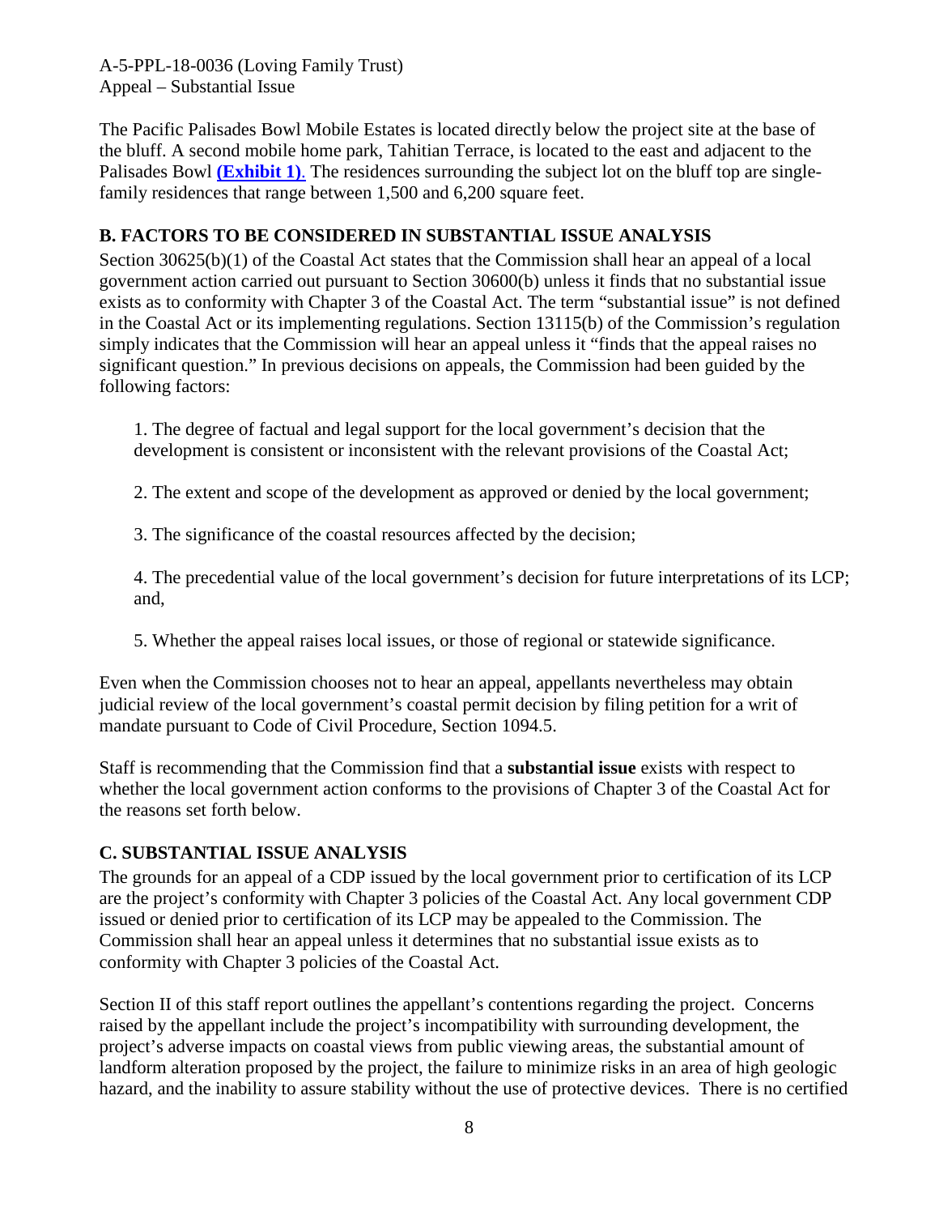The Pacific Palisades Bowl Mobile Estates is located directly below the project site at the base of the bluff. A second mobile home park, Tahitian Terrace, is located to the east and adjacent to the Palisades Bowl **(Exhibit 1)**. The residences surrounding the subject lot on the bluff top are single-family residences that range between 1,500 and 6,200 square feet.

## B. FACTORS TO BE CONSIDERED IN SUBSTANTIAL ISSUE ANALYSIS

Section 30625(b)(1) of the Coastal Act states that the Commission shall hear an appeal of a local government action carried out pursuant to Section 30600(b) unless it finds that no substantial issue exists as to conformity with Chapter 3 of the Coastal Act. The term "substantial issue" is not defined in the Coastal Act or its implementing regulations. Section 13115(b) of the Commission's regulation simply indicates that the Commission will hear an appeal unless it "finds that the appeal raises no significant question." In previous decisions on appeals, the Commission had been guided by the following factors:

1. The degree of factual and legal support for the local government's decision that the development is consistent or inconsistent with the relevant provisions of the Coastal Act;

2. The extent and scope of the development as approved or denied by the local government;

3. The significance of the coastal resources affected by the decision;

4. The precedential value of the local government's decision for future interpretations of its LCP; and,

5. Whether the appeal raises local issues, or those of regional or statewide significance.

Even when the Commission chooses not to hear an appeal, appellants nevertheless may obtain judicial review of the local government's coastal permit decision by filing petition for a writ of mandate pursuant to Code of Civil Procedure, Section 1094.5.

Staff is recommending that the Commission find that a **substantial issue** exists with respect to whether the local government action conforms to the provisions of Chapter 3 of the Coastal Act for the reasons set forth below.

## C. SUBSTANTIAL ISSUE ANALYSIS

The grounds for an appeal of a CDP issued by the local government prior to certification of its LCP are the project's conformity with Chapter 3 policies of the Coastal Act. Any local government CDP issued or denied prior to certification of its LCP may be appealed to the Commission. The Commission shall hear an appeal unless it determines that no substantial issue exists as to conformity with Chapter 3 policies of the Coastal Act.

Section II of this staff report outlines the appellant's contentions regarding the project. Concerns raised by the appellant include the project's incompatibility with surrounding development, the project's adverse impacts on coastal views from public viewing areas, the substantial amount of landform alteration proposed by the project, the failure to minimize risks in an area of high geologic hazard, and the inability to assure stability without the use of protective devices. There is no certified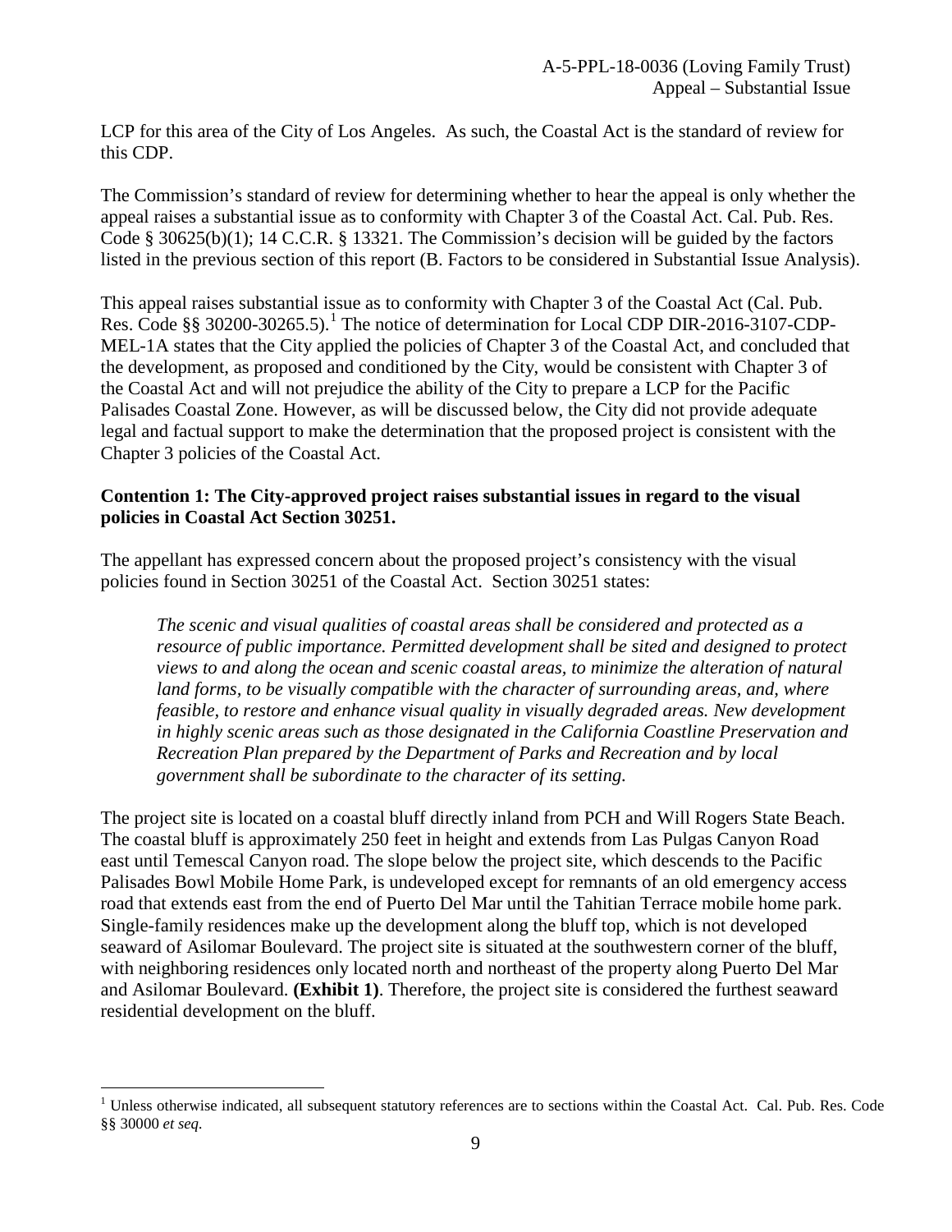LCP for this area of the City of Los Angeles. As such, the Coastal Act is the standard of review for this CDP.

The Commission's standard of review for determining whether to hear the appeal is only whether the appeal raises a substantial issue as to conformity with Chapter 3 of the Coastal Act. Cal. Pub. Res. Code § 30625(b)(1); 14 C.C.R. § 13321. The Commission's decision will be guided by the factors listed in the previous section of this report (B. Factors to be considered in Substantial Issue Analysis).

This appeal raises substantial issue as to conformity with Chapter 3 of the Coastal Act (Cal. Pub. Res. Code §§ 30200-30265.5).[1] The notice of determination for Local CDP DIR-2016-3107-CDP-MEL-1A states that the City applied the policies of Chapter 3 of the Coastal Act, and concluded that the development, as proposed and conditioned by the City, would be consistent with Chapter 3 of the Coastal Act and will not prejudice the ability of the City to prepare a LCP for the Pacific Palisades Coastal Zone. However, as will be discussed below, the City did not provide adequate legal and factual support to make the determination that the proposed project is consistent with the Chapter 3 policies of the Coastal Act.

**Contention 1: The City-approved project raises substantial issues in regard to the visual policies in Coastal Act Section 30251.**

The appellant has expressed concern about the proposed project's consistency with the visual policies found in Section 30251 of the Coastal Act. Section 30251 states:

> *The scenic and visual qualities of coastal areas shall be considered and protected as a resource of public importance. Permitted development shall be sited and designed to protect views to and along the ocean and scenic coastal areas, to minimize the alteration of natural land forms, to be visually compatible with the character of surrounding areas, and, where feasible, to restore and enhance visual quality in visually degraded areas. New development in highly scenic areas such as those designated in the California Coastline Preservation and Recreation Plan prepared by the Department of Parks and Recreation and by local government shall be subordinate to the character of its setting.*

The project site is located on a coastal bluff directly inland from PCH and Will Rogers State Beach. The coastal bluff is approximately 250 feet in height and extends from Las Pulgas Canyon Road east until Temescal Canyon road. The slope below the project site, which descends to the Pacific Palisades Bowl Mobile Home Park, is undeveloped except for remnants of an old emergency access road that extends east from the end of Puerto Del Mar until the Tahitian Terrace mobile home park. Single-family residences make up the development along the bluff top, which is not developed seaward of Asilomar Boulevard. The project site is situated at the southwestern corner of the bluff, with neighboring residences only located north and northeast of the property along Puerto Del Mar and Asilomar Boulevard. **(Exhibit 1)**. Therefore, the project site is considered the furthest seaward residential development on the bluff.

---

[1] Unless otherwise indicated, all subsequent statutory references are to sections within the Coastal Act. Cal. Pub. Res. Code §§ 30000 *et seq.*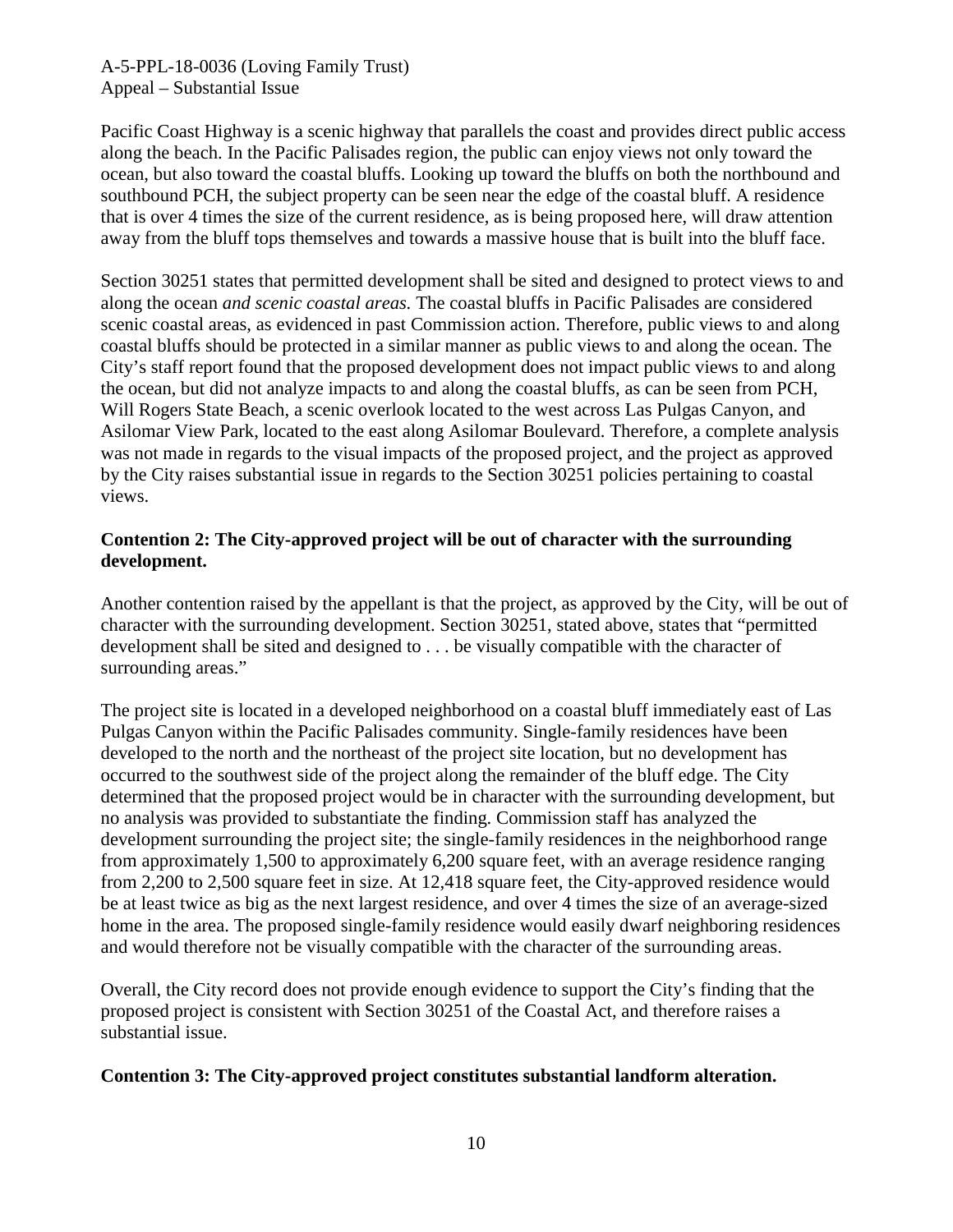Pacific Coast Highway is a scenic highway that parallels the coast and provides direct public access along the beach. In the Pacific Palisades region, the public can enjoy views not only toward the ocean, but also toward the coastal bluffs. Looking up toward the bluffs on both the northbound and southbound PCH, the subject property can be seen near the edge of the coastal bluff. A residence that is over 4 times the size of the current residence, as is being proposed here, will draw attention away from the bluff tops themselves and towards a massive house that is built into the bluff face.

Section 30251 states that permitted development shall be sited and designed to protect views to and along the ocean *and scenic coastal areas.* The coastal bluffs in Pacific Palisades are considered scenic coastal areas, as evidenced in past Commission action. Therefore, public views to and along coastal bluffs should be protected in a similar manner as public views to and along the ocean. The City's staff report found that the proposed development does not impact public views to and along the ocean, but did not analyze impacts to and along the coastal bluffs, as can be seen from PCH, Will Rogers State Beach, a scenic overlook located to the west across Las Pulgas Canyon, and Asilomar View Park, located to the east along Asilomar Boulevard. Therefore, a complete analysis was not made in regards to the visual impacts of the proposed project, and the project as approved by the City raises substantial issue in regards to the Section 30251 policies pertaining to coastal views.

**Contention 2: The City-approved project will be out of character with the surrounding development.**

Another contention raised by the appellant is that the project, as approved by the City, will be out of character with the surrounding development. Section 30251, stated above, states that "permitted development shall be sited and designed to . . . be visually compatible with the character of surrounding areas."

The project site is located in a developed neighborhood on a coastal bluff immediately east of Las Pulgas Canyon within the Pacific Palisades community. Single-family residences have been developed to the north and the northeast of the project site location, but no development has occurred to the southwest side of the project along the remainder of the bluff edge. The City determined that the proposed project would be in character with the surrounding development, but no analysis was provided to substantiate the finding. Commission staff has analyzed the development surrounding the project site; the single-family residences in the neighborhood range from approximately 1,500 to approximately 6,200 square feet, with an average residence ranging from 2,200 to 2,500 square feet in size. At 12,418 square feet, the City-approved residence would be at least twice as big as the next largest residence, and over 4 times the size of an average-sized home in the area. The proposed single-family residence would easily dwarf neighboring residences and would therefore not be visually compatible with the character of the surrounding areas.

Overall, the City record does not provide enough evidence to support the City's finding that the proposed project is consistent with Section 30251 of the Coastal Act, and therefore raises a substantial issue.

**Contention 3: The City-approved project constitutes substantial landform alteration.**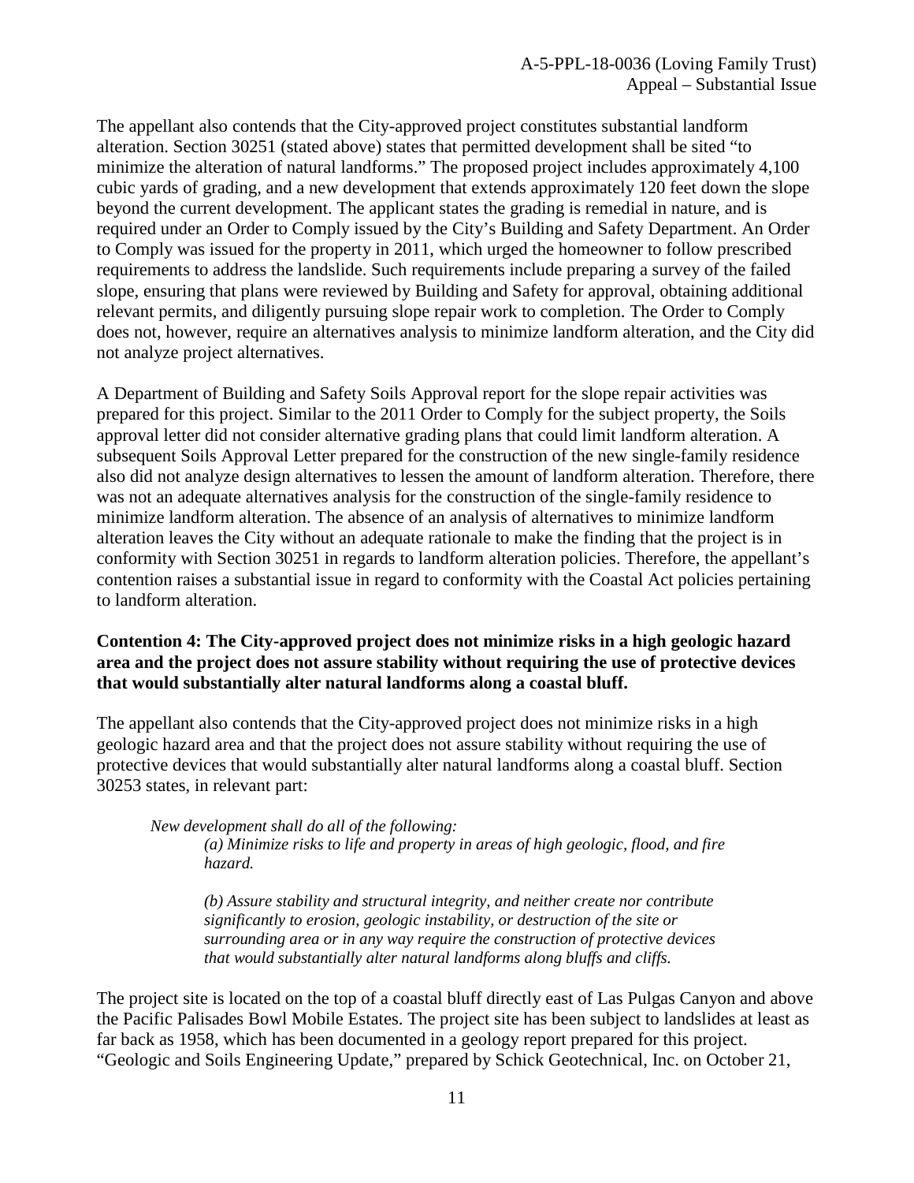The appellant also contends that the City-approved project constitutes substantial landform alteration. Section 30251 (stated above) states that permitted development shall be sited "to minimize the alteration of natural landforms." The proposed project includes approximately 4,100 cubic yards of grading, and a new development that extends approximately 120 feet down the slope beyond the current development. The applicant states the grading is remedial in nature, and is required under an Order to Comply issued by the City's Building and Safety Department. An Order to Comply was issued for the property in 2011, which urged the homeowner to follow prescribed requirements to address the landslide. Such requirements include preparing a survey of the failed slope, ensuring that plans were reviewed by Building and Safety for approval, obtaining additional relevant permits, and diligently pursuing slope repair work to completion. The Order to Comply does not, however, require an alternatives analysis to minimize landform alteration, and the City did not analyze project alternatives.

A Department of Building and Safety Soils Approval report for the slope repair activities was prepared for this project. Similar to the 2011 Order to Comply for the subject property, the Soils approval letter did not consider alternative grading plans that could limit landform alteration. A subsequent Soils Approval Letter prepared for the construction of the new single-family residence also did not analyze design alternatives to lessen the amount of landform alteration. Therefore, there was not an adequate alternatives analysis for the construction of the single-family residence to minimize landform alteration. The absence of an analysis of alternatives to minimize landform alteration leaves the City without an adequate rationale to make the finding that the project is in conformity with Section 30251 in regards to landform alteration policies. Therefore, the appellant's contention raises a substantial issue in regard to conformity with the Coastal Act policies pertaining to landform alteration.

**Contention 4: The City-approved project does not minimize risks in a high geologic hazard area and the project does not assure stability without requiring the use of protective devices that would substantially alter natural landforms along a coastal bluff.**

The appellant also contends that the City-approved project does not minimize risks in a high geologic hazard area and that the project does not assure stability without requiring the use of protective devices that would substantially alter natural landforms along a coastal bluff. Section 30253 states, in relevant part:

> *New development shall do all of the following:*
>
> > *(a) Minimize risks to life and property in areas of high geologic, flood, and fire hazard.*
> >
> > *(b) Assure stability and structural integrity, and neither create nor contribute significantly to erosion, geologic instability, or destruction of the site or surrounding area or in any way require the construction of protective devices that would substantially alter natural landforms along bluffs and cliffs.*

The project site is located on the top of a coastal bluff directly east of Las Pulgas Canyon and above the Pacific Palisades Bowl Mobile Estates. The project site has been subject to landslides at least as far back as 1958, which has been documented in a geology report prepared for this project. "Geologic and Soils Engineering Update," prepared by Schick Geotechnical, Inc. on October 21,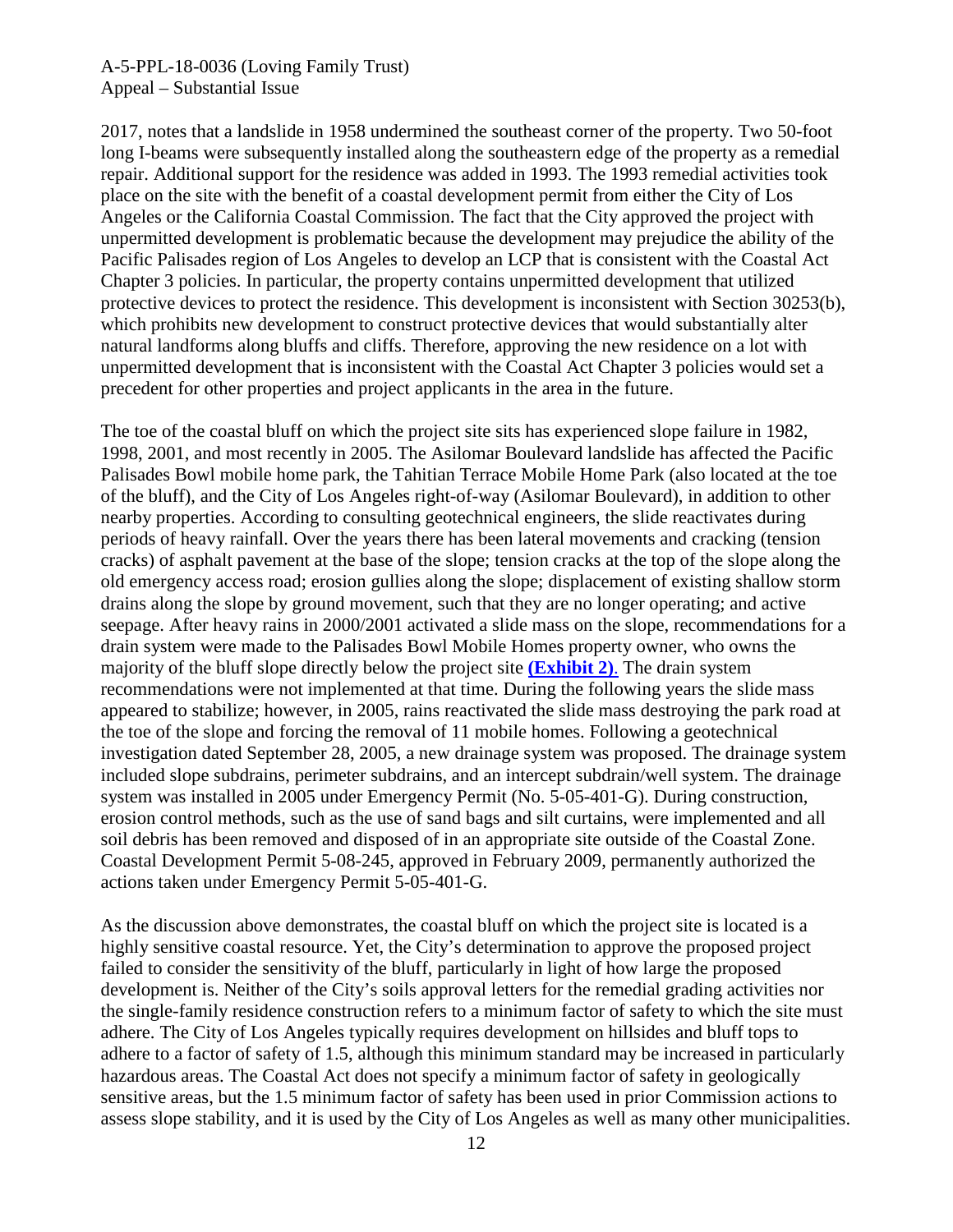2017, notes that a landslide in 1958 undermined the southeast corner of the property. Two 50-foot long I-beams were subsequently installed along the southeastern edge of the property as a remedial repair. Additional support for the residence was added in 1993. The 1993 remedial activities took place on the site with the benefit of a coastal development permit from either the City of Los Angeles or the California Coastal Commission. The fact that the City approved the project with unpermitted development is problematic because the development may prejudice the ability of the Pacific Palisades region of Los Angeles to develop an LCP that is consistent with the Coastal Act Chapter 3 policies. In particular, the property contains unpermitted development that utilized protective devices to protect the residence. This development is inconsistent with Section 30253(b), which prohibits new development to construct protective devices that would substantially alter natural landforms along bluffs and cliffs. Therefore, approving the new residence on a lot with unpermitted development that is inconsistent with the Coastal Act Chapter 3 policies would set a precedent for other properties and project applicants in the area in the future.

The toe of the coastal bluff on which the project site sits has experienced slope failure in 1982, 1998, 2001, and most recently in 2005. The Asilomar Boulevard landslide has affected the Pacific Palisades Bowl mobile home park, the Tahitian Terrace Mobile Home Park (also located at the toe of the bluff), and the City of Los Angeles right-of-way (Asilomar Boulevard), in addition to other nearby properties. According to consulting geotechnical engineers, the slide reactivates during periods of heavy rainfall. Over the years there has been lateral movements and cracking (tension cracks) of asphalt pavement at the base of the slope; tension cracks at the top of the slope along the old emergency access road; erosion gullies along the slope; displacement of existing shallow storm drains along the slope by ground movement, such that they are no longer operating; and active seepage. After heavy rains in 2000/2001 activated a slide mass on the slope, recommendations for a drain system were made to the Palisades Bowl Mobile Homes property owner, who owns the majority of the bluff slope directly below the project site **(Exhibit 2)**. The drain system recommendations were not implemented at that time. During the following years the slide mass appeared to stabilize; however, in 2005, rains reactivated the slide mass destroying the park road at the toe of the slope and forcing the removal of 11 mobile homes. Following a geotechnical investigation dated September 28, 2005, a new drainage system was proposed. The drainage system included slope subdrains, perimeter subdrains, and an intercept subdrain/well system. The drainage system was installed in 2005 under Emergency Permit (No. 5-05-401-G). During construction, erosion control methods, such as the use of sand bags and silt curtains, were implemented and all soil debris has been removed and disposed of in an appropriate site outside of the Coastal Zone. Coastal Development Permit 5-08-245, approved in February 2009, permanently authorized the actions taken under Emergency Permit 5-05-401-G.

As the discussion above demonstrates, the coastal bluff on which the project site is located is a highly sensitive coastal resource. Yet, the City's determination to approve the proposed project failed to consider the sensitivity of the bluff, particularly in light of how large the proposed development is. Neither of the City's soils approval letters for the remedial grading activities nor the single-family residence construction refers to a minimum factor of safety to which the site must adhere. The City of Los Angeles typically requires development on hillsides and bluff tops to adhere to a factor of safety of 1.5, although this minimum standard may be increased in particularly hazardous areas. The Coastal Act does not specify a minimum factor of safety in geologically sensitive areas, but the 1.5 minimum factor of safety has been used in prior Commission actions to assess slope stability, and it is used by the City of Los Angeles as well as many other municipalities.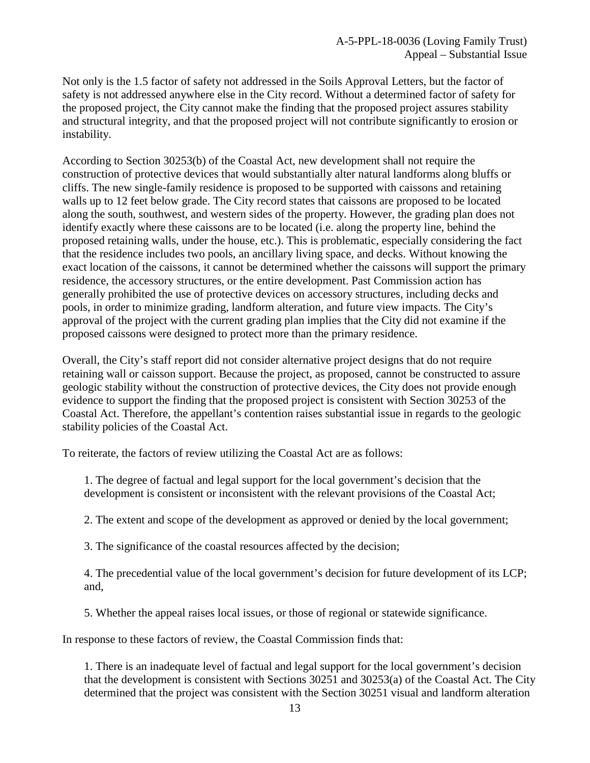Not only is the 1.5 factor of safety not addressed in the Soils Approval Letters, but the factor of safety is not addressed anywhere else in the City record. Without a determined factor of safety for the proposed project, the City cannot make the finding that the proposed project assures stability and structural integrity, and that the proposed project will not contribute significantly to erosion or instability.

According to Section 30253(b) of the Coastal Act, new development shall not require the construction of protective devices that would substantially alter natural landforms along bluffs or cliffs. The new single-family residence is proposed to be supported with caissons and retaining walls up to 12 feet below grade. The City record states that caissons are proposed to be located along the south, southwest, and western sides of the property. However, the grading plan does not identify exactly where these caissons are to be located (i.e. along the property line, behind the proposed retaining walls, under the house, etc.). This is problematic, especially considering the fact that the residence includes two pools, an ancillary living space, and decks. Without knowing the exact location of the caissons, it cannot be determined whether the caissons will support the primary residence, the accessory structures, or the entire development. Past Commission action has generally prohibited the use of protective devices on accessory structures, including decks and pools, in order to minimize grading, landform alteration, and future view impacts. The City's approval of the project with the current grading plan implies that the City did not examine if the proposed caissons were designed to protect more than the primary residence.

Overall, the City's staff report did not consider alternative project designs that do not require retaining wall or caisson support. Because the project, as proposed, cannot be constructed to assure geologic stability without the construction of protective devices, the City does not provide enough evidence to support the finding that the proposed project is consistent with Section 30253 of the Coastal Act. Therefore, the appellant's contention raises substantial issue in regards to the geologic stability policies of the Coastal Act.

To reiterate, the factors of review utilizing the Coastal Act are as follows:

1. The degree of factual and legal support for the local government's decision that the development is consistent or inconsistent with the relevant provisions of the Coastal Act;

2. The extent and scope of the development as approved or denied by the local government;

3. The significance of the coastal resources affected by the decision;

4. The precedential value of the local government's decision for future development of its LCP; and,

5. Whether the appeal raises local issues, or those of regional or statewide significance.

In response to these factors of review, the Coastal Commission finds that:

1. There is an inadequate level of factual and legal support for the local government's decision that the development is consistent with Sections 30251 and 30253(a) of the Coastal Act. The City determined that the project was consistent with the Section 30251 visual and landform alteration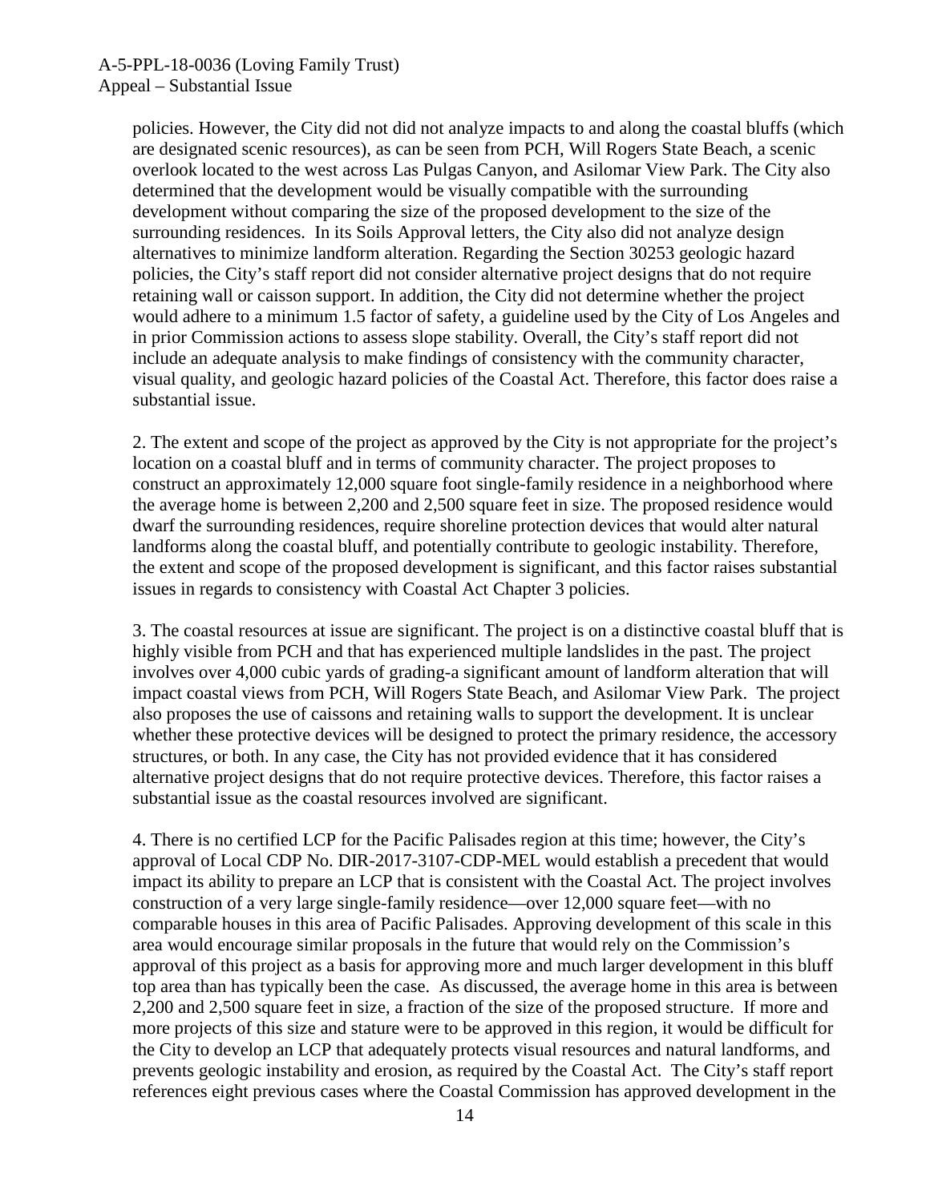policies. However, the City did not did not analyze impacts to and along the coastal bluffs (which are designated scenic resources), as can be seen from PCH, Will Rogers State Beach, a scenic overlook located to the west across Las Pulgas Canyon, and Asilomar View Park. The City also determined that the development would be visually compatible with the surrounding development without comparing the size of the proposed development to the size of the surrounding residences. In its Soils Approval letters, the City also did not analyze design alternatives to minimize landform alteration. Regarding the Section 30253 geologic hazard policies, the City's staff report did not consider alternative project designs that do not require retaining wall or caisson support. In addition, the City did not determine whether the project would adhere to a minimum 1.5 factor of safety, a guideline used by the City of Los Angeles and in prior Commission actions to assess slope stability. Overall, the City's staff report did not include an adequate analysis to make findings of consistency with the community character, visual quality, and geologic hazard policies of the Coastal Act. Therefore, this factor does raise a substantial issue.

2. The extent and scope of the project as approved by the City is not appropriate for the project's location on a coastal bluff and in terms of community character. The project proposes to construct an approximately 12,000 square foot single-family residence in a neighborhood where the average home is between 2,200 and 2,500 square feet in size. The proposed residence would dwarf the surrounding residences, require shoreline protection devices that would alter natural landforms along the coastal bluff, and potentially contribute to geologic instability. Therefore, the extent and scope of the proposed development is significant, and this factor raises substantial issues in regards to consistency with Coastal Act Chapter 3 policies.

3. The coastal resources at issue are significant. The project is on a distinctive coastal bluff that is highly visible from PCH and that has experienced multiple landslides in the past. The project involves over 4,000 cubic yards of grading-a significant amount of landform alteration that will impact coastal views from PCH, Will Rogers State Beach, and Asilomar View Park. The project also proposes the use of caissons and retaining walls to support the development. It is unclear whether these protective devices will be designed to protect the primary residence, the accessory structures, or both. In any case, the City has not provided evidence that it has considered alternative project designs that do not require protective devices. Therefore, this factor raises a substantial issue as the coastal resources involved are significant.

4. There is no certified LCP for the Pacific Palisades region at this time; however, the City's approval of Local CDP No. DIR-2017-3107-CDP-MEL would establish a precedent that would impact its ability to prepare an LCP that is consistent with the Coastal Act. The project involves construction of a very large single-family residence—over 12,000 square feet—with no comparable houses in this area of Pacific Palisades. Approving development of this scale in this area would encourage similar proposals in the future that would rely on the Commission's approval of this project as a basis for approving more and much larger development in this bluff top area than has typically been the case. As discussed, the average home in this area is between 2,200 and 2,500 square feet in size, a fraction of the size of the proposed structure. If more and more projects of this size and stature were to be approved in this region, it would be difficult for the City to develop an LCP that adequately protects visual resources and natural landforms, and prevents geologic instability and erosion, as required by the Coastal Act. The City's staff report references eight previous cases where the Coastal Commission has approved development in the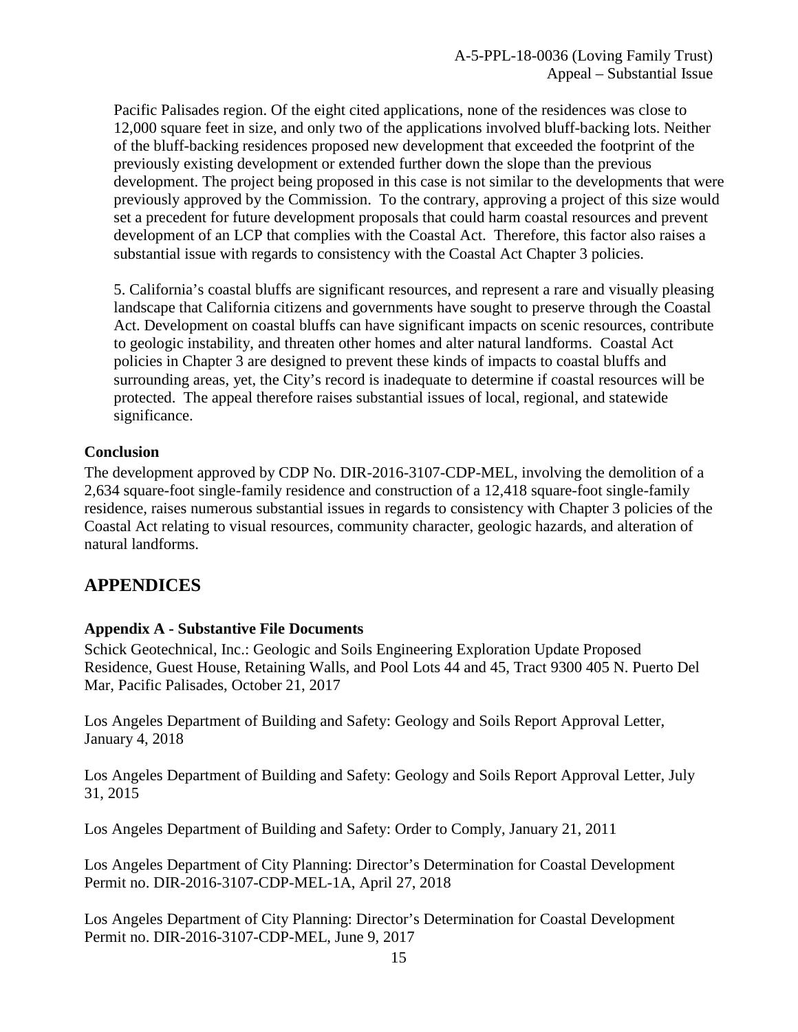Pacific Palisades region. Of the eight cited applications, none of the residences was close to 12,000 square feet in size, and only two of the applications involved bluff-backing lots. Neither of the bluff-backing residences proposed new development that exceeded the footprint of the previously existing development or extended further down the slope than the previous development. The project being proposed in this case is not similar to the developments that were previously approved by the Commission. To the contrary, approving a project of this size would set a precedent for future development proposals that could harm coastal resources and prevent development of an LCP that complies with the Coastal Act. Therefore, this factor also raises a substantial issue with regards to consistency with the Coastal Act Chapter 3 policies.

5. California's coastal bluffs are significant resources, and represent a rare and visually pleasing landscape that California citizens and governments have sought to preserve through the Coastal Act. Development on coastal bluffs can have significant impacts on scenic resources, contribute to geologic instability, and threaten other homes and alter natural landforms. Coastal Act policies in Chapter 3 are designed to prevent these kinds of impacts to coastal bluffs and surrounding areas, yet, the City's record is inadequate to determine if coastal resources will be protected. The appeal therefore raises substantial issues of local, regional, and statewide significance.

**Conclusion**

The development approved by CDP No. DIR-2016-3107-CDP-MEL, involving the demolition of a 2,634 square-foot single-family residence and construction of a 12,418 square-foot single-family residence, raises numerous substantial issues in regards to consistency with Chapter 3 policies of the Coastal Act relating to visual resources, community character, geologic hazards, and alteration of natural landforms.

## APPENDICES

**Appendix A - Substantive File Documents**

Schick Geotechnical, Inc.: Geologic and Soils Engineering Exploration Update Proposed Residence, Guest House, Retaining Walls, and Pool Lots 44 and 45, Tract 9300 405 N. Puerto Del Mar, Pacific Palisades, October 21, 2017

Los Angeles Department of Building and Safety: Geology and Soils Report Approval Letter, January 4, 2018

Los Angeles Department of Building and Safety: Geology and Soils Report Approval Letter, July 31, 2015

Los Angeles Department of Building and Safety: Order to Comply, January 21, 2011

Los Angeles Department of City Planning: Director's Determination for Coastal Development Permit no. DIR-2016-3107-CDP-MEL-1A, April 27, 2018

Los Angeles Department of City Planning: Director's Determination for Coastal Development Permit no. DIR-2016-3107-CDP-MEL, June 9, 2017